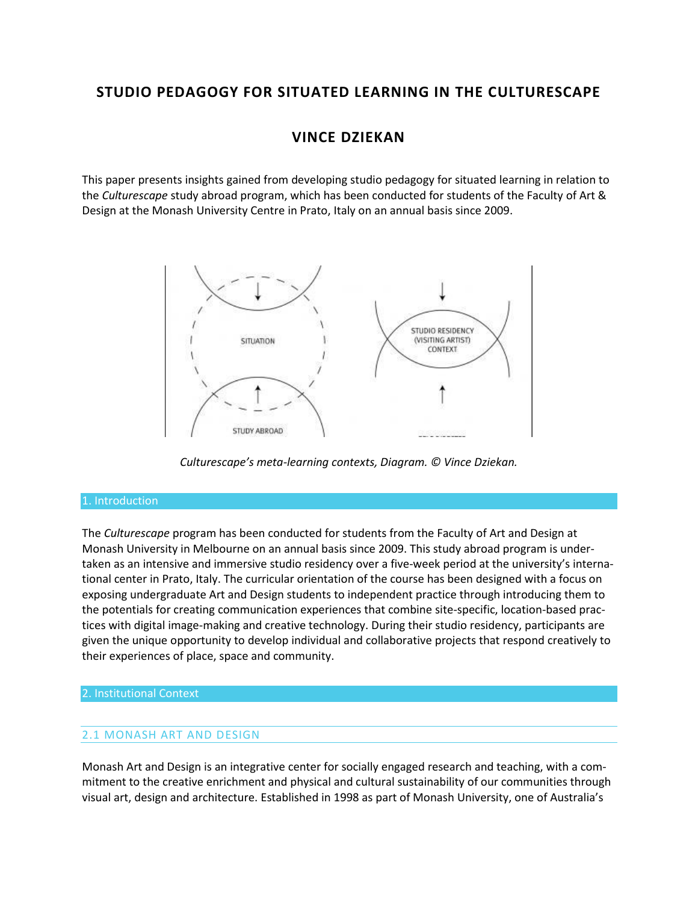# STUDIO PEDAGOGY FOR SITUATED LEARNING IN THE CULTURESCAPE

## VINCE DZIEKAN

This paper presents insights gained from developing studio pedagogy for situated learning in relation to the *Culturescape* study abroad program, which has been conducted for students of the Faculty of Art & Design at the Monash University Centre in Prato, Italy on an annual basis since 2009.

*Culturescape's meta-learning contexts, Diagram. © Vince Dziekan.*

## 1. Introduction

The *Culturescape* program has been conducted for students from the Faculty of Art and Design at Monash University in Melbourne on an annual basis since 2009. This study abroad program is undertaken as an intensive and immersive studio residency over a five-week period at the university's international center in Prato, Italy. The curricular orientation of the course has been designed with a focus on exposing undergraduate Art and Design students to independent practice through introducing them to the potentials for creating communication experiences that combine site-specific, location-based practices with digital image-making and creative technology. During their studio residency, participants are given the unique opportunity to develop individual and collaborative projects that respond creatively to their experiences of place, space and community.

## 2. Institutional Context

### 2.1 MONASH ART AND DESIGN

Monash Art and Design is an integrative center for socially engaged research and teaching, with a commitment to the creative enrichment and physical and cultural sustainability of our communities through visual art, design and architecture. Established in 1998 as part of Monash University, one of Australia's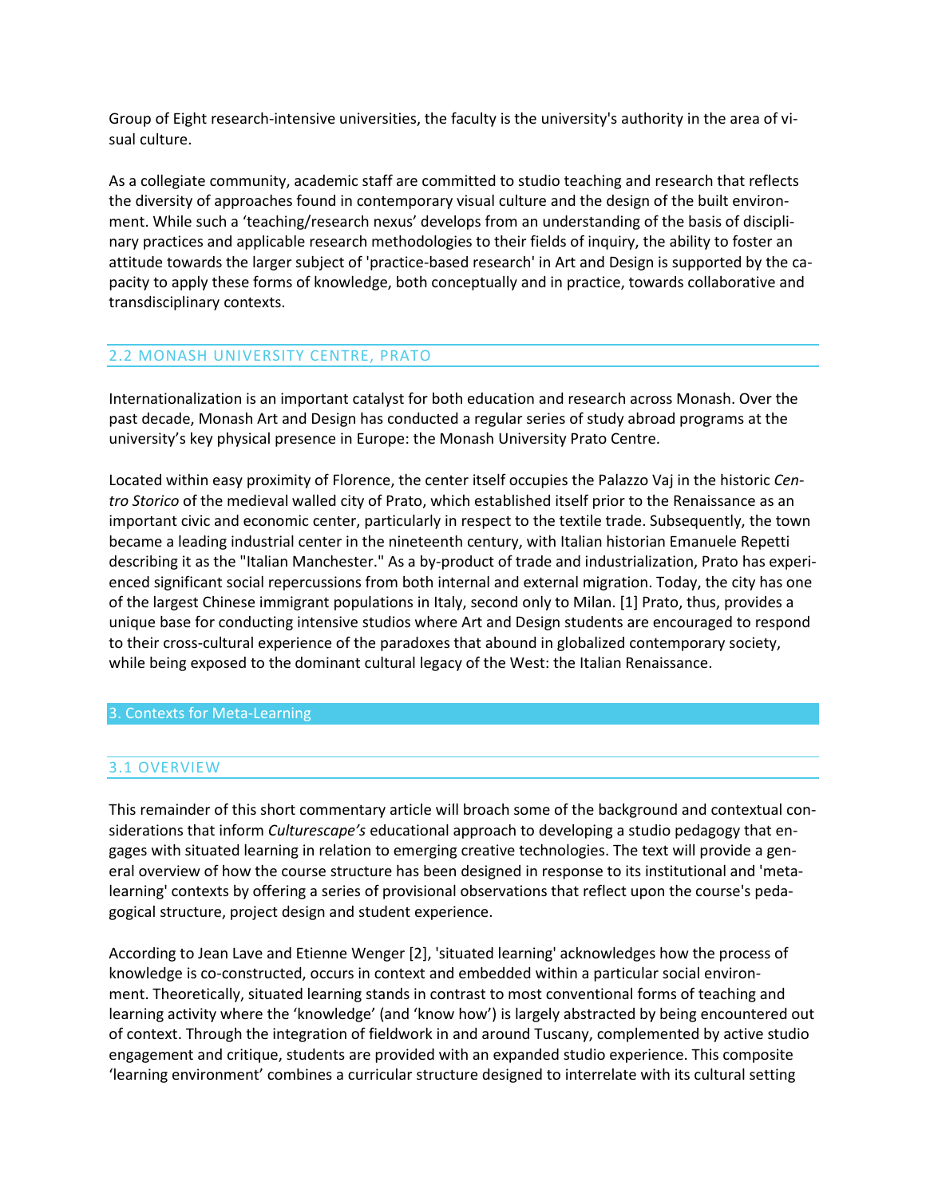Group of Eight research-intensive universities, the faculty is the university's authority in the area of visual culture.

As a collegiate community, academic staff are committed to studio teaching and research that reflects the diversity of approaches found in contemporary visual culture and the design of the built environment. While such a 'teaching/research nexus' develops from an understanding of the basis of disciplinary practices and applicable research methodologies to their fields of inquiry, the ability to foster an attitude towards the larger subject of 'practice-based research' in Art and Design is supported by the capacity to apply these forms of knowledge, both conceptually and in practice, towards collaborative and transdisciplinary contexts.

### 2.2 MONASH UNIVERSITY CENTRE, PRATO

Internationalization is an important catalyst for both education and research across Monash. Over the past decade, Monash Art and Design has conducted a regular series of study abroad programs at the university's key physical presence in Europe: the Monash University Prato Centre.

Located within easy proximity of Florence, the center itself occupies the Palazzo Vaj in the historic *Centro Storico* of the medieval walled city of Prato, which established itself prior to the Renaissance as an important civic and economic center, particularly in respect to the textile trade. Subsequently, the town became a leading industrial center in the nineteenth century, with Italian historian Emanuele Repetti describing it as the "Italian Manchester." As a by-product of trade and industrialization, Prato has experienced significant social repercussions from both internal and external migration. Today, the city has one of the largest Chinese immigrant populations in Italy, second only to Milan. [1] Prato, thus, provides a unique base for conducting intensive studios where Art and Design students are encouraged to respond to their cross-cultural experience of the paradoxes that abound in globalized contemporary society, while being exposed to the dominant cultural legacy of the West: the Italian Renaissance.

## 3. Contexts for Meta-Learning

### 3.1 OVERVIEW

This remainder of this short commentary article will broach some of the background and contextual considerations that inform *Culturescape's* educational approach to developing a studio pedagogy that engages with situated learning in relation to emerging creative technologies. The text will provide a general overview of how the course structure has been designed in response to its institutional and 'meta-learning' contexts by offering a series of provisional observations that reflect upon the course's pedagogical structure, project design and student experience.

According to Jean Lave and Etienne Wenger [2], 'situated learning' acknowledges how the process of knowledge is co-constructed, occurs in context and embedded within a particular social environment. Theoretically, situated learning stands in contrast to most conventional forms of teaching and learning activity where the 'knowledge' (and 'know how') is largely abstracted by being encountered out of context. Through the integration of fieldwork in and around Tuscany, complemented by active studio engagement and critique, students are provided with an expanded studio experience. This composite 'learning environment' combines a curricular structure designed to interrelate with its cultural setting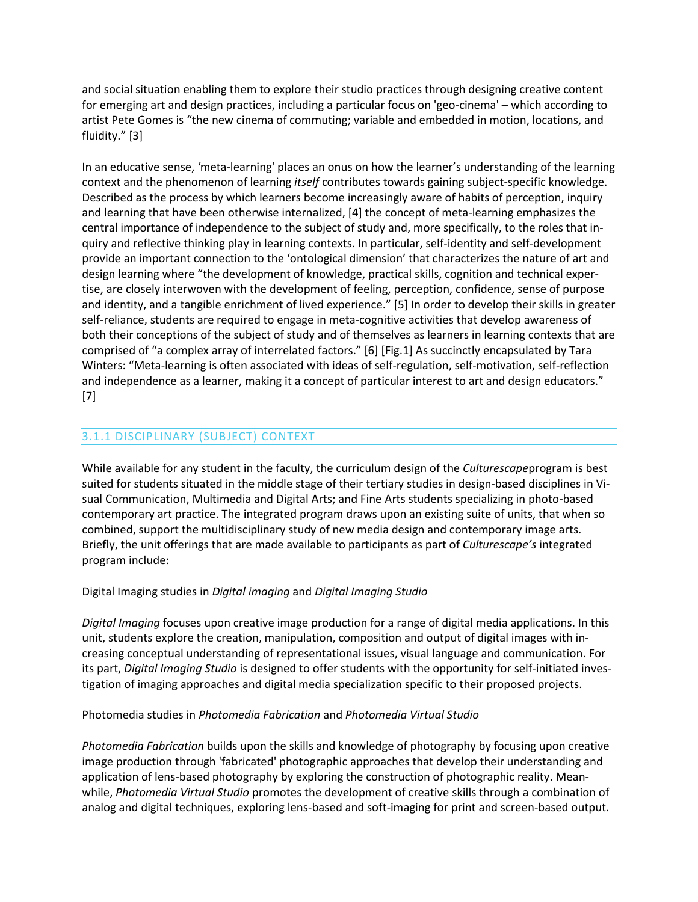and social situation enabling them to explore their studio practices through designing creative content for emerging art and design practices, including a particular focus on 'geo-cinema' – which according to artist Pete Gomes is “the new cinema of commuting; variable and embedded in motion, locations, and fluidity.” [3]

In an educative sense, 'meta-learning' places an onus on how the learner’s understanding of the learning context and the phenomenon of learning *itself* contributes towards gaining subject-specific knowledge. Described as the process by which learners become increasingly aware of habits of perception, inquiry and learning that have been otherwise internalized, [4] the concept of meta-learning emphasizes the central importance of independence to the subject of study and, more specifically, to the roles that inquiry and reflective thinking play in learning contexts. In particular, self-identity and self-development provide an important connection to the ‘ontological dimension’ that characterizes the nature of art and design learning where “the development of knowledge, practical skills, cognition and technical expertise, are closely interwoven with the development of feeling, perception, confidence, sense of purpose and identity, and a tangible enrichment of lived experience.” [5] In order to develop their skills in greater self-reliance, students are required to engage in meta-cognitive activities that develop awareness of both their conceptions of the subject of study and of themselves as learners in learning contexts that are comprised of “a complex array of interrelated factors.” [6] [Fig.1] As succinctly encapsulated by Tara Winters: “Meta-learning is often associated with ideas of self-regulation, self-motivation, self-reflection and independence as a learner, making it a concept of particular interest to art and design educators.” [7]

### 3.1.1 DISCIPLINARY (SUBJECT) CONTEXT

While available for any student in the faculty, the curriculum design of the *Culturescape*program is best suited for students situated in the middle stage of their tertiary studies in design-based disciplines in Visual Communication, Multimedia and Digital Arts; and Fine Arts students specializing in photo-based contemporary art practice. The integrated program draws upon an existing suite of units, that when so combined, support the multidisciplinary study of new media design and contemporary image arts. Briefly, the unit offerings that are made available to participants as part of *Culturescape’s* integrated program include:

Digital Imaging studies in *Digital imaging* and *Digital Imaging Studio*

*Digital Imaging* focuses upon creative image production for a range of digital media applications. In this unit, students explore the creation, manipulation, composition and output of digital images with increasing conceptual understanding of representational issues, visual language and communication. For its part, *Digital Imaging Studio* is designed to offer students with the opportunity for self-initiated investigation of imaging approaches and digital media specialization specific to their proposed projects.

Photomedia studies in *Photomedia Fabrication* and *Photomedia Virtual Studio*

*Photomedia Fabrication* builds upon the skills and knowledge of photography by focusing upon creative image production through 'fabricated' photographic approaches that develop their understanding and application of lens-based photography by exploring the construction of photographic reality. Meanwhile, *Photomedia Virtual Studio* promotes the development of creative skills through a combination of analog and digital techniques, exploring lens-based and soft-imaging for print and screen-based output.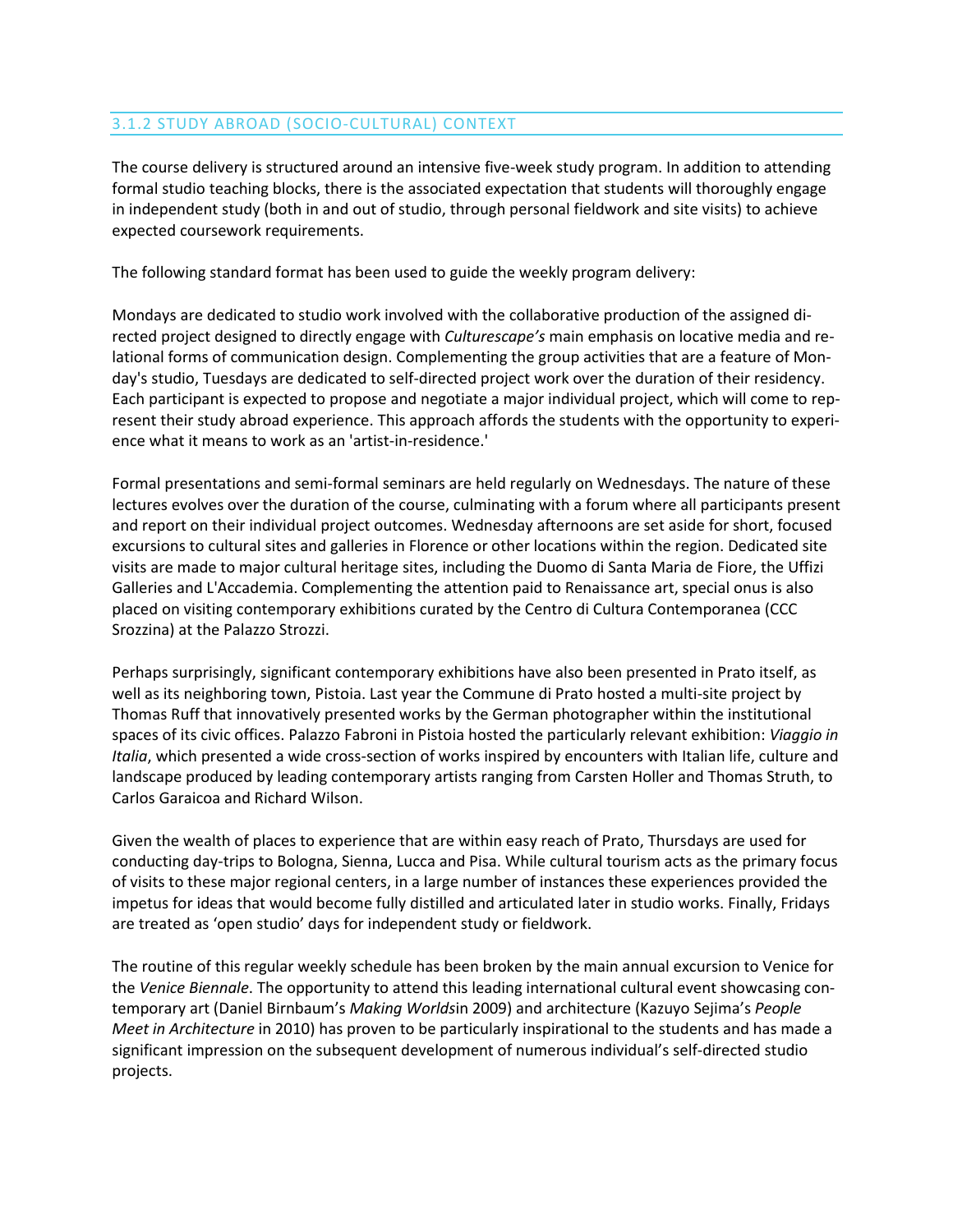### 3.1.2 STUDY ABROAD (SOCIO-CULTURAL) CONTEXT

The course delivery is structured around an intensive five-week study program. In addition to attending formal studio teaching blocks, there is the associated expectation that students will thoroughly engage in independent study (both in and out of studio, through personal fieldwork and site visits) to achieve expected coursework requirements.

The following standard format has been used to guide the weekly program delivery:

Mondays are dedicated to studio work involved with the collaborative production of the assigned directed project designed to directly engage with *Culturescape's* main emphasis on locative media and relational forms of communication design. Complementing the group activities that are a feature of Monday's studio, Tuesdays are dedicated to self-directed project work over the duration of their residency. Each participant is expected to propose and negotiate a major individual project, which will come to represent their study abroad experience. This approach affords the students with the opportunity to experience what it means to work as an 'artist-in-residence.'

Formal presentations and semi-formal seminars are held regularly on Wednesdays. The nature of these lectures evolves over the duration of the course, culminating with a forum where all participants present and report on their individual project outcomes. Wednesday afternoons are set aside for short, focused excursions to cultural sites and galleries in Florence or other locations within the region. Dedicated site visits are made to major cultural heritage sites, including the Duomo di Santa Maria de Fiore, the Uffizi Galleries and L'Accademia. Complementing the attention paid to Renaissance art, special onus is also placed on visiting contemporary exhibitions curated by the Centro di Cultura Contemporanea (CCC Srozzina) at the Palazzo Strozzi.

Perhaps surprisingly, significant contemporary exhibitions have also been presented in Prato itself, as well as its neighboring town, Pistoia. Last year the Commune di Prato hosted a multi-site project by Thomas Ruff that innovatively presented works by the German photographer within the institutional spaces of its civic offices. Palazzo Fabroni in Pistoia hosted the particularly relevant exhibition: *Viaggio in Italia*, which presented a wide cross-section of works inspired by encounters with Italian life, culture and landscape produced by leading contemporary artists ranging from Carsten Holler and Thomas Struth, to Carlos Garaicoa and Richard Wilson.

Given the wealth of places to experience that are within easy reach of Prato, Thursdays are used for conducting day-trips to Bologna, Sienna, Lucca and Pisa. While cultural tourism acts as the primary focus of visits to these major regional centers, in a large number of instances these experiences provided the impetus for ideas that would become fully distilled and articulated later in studio works. Finally, Fridays are treated as 'open studio' days for independent study or fieldwork.

The routine of this regular weekly schedule has been broken by the main annual excursion to Venice for the *Venice Biennale*. The opportunity to attend this leading international cultural event showcasing contemporary art (Daniel Birnbaum's *Making Worlds*in 2009) and architecture (Kazuyo Sejima's *People Meet in Architecture* in 2010) has proven to be particularly inspirational to the students and has made a significant impression on the subsequent development of numerous individual's self-directed studio projects.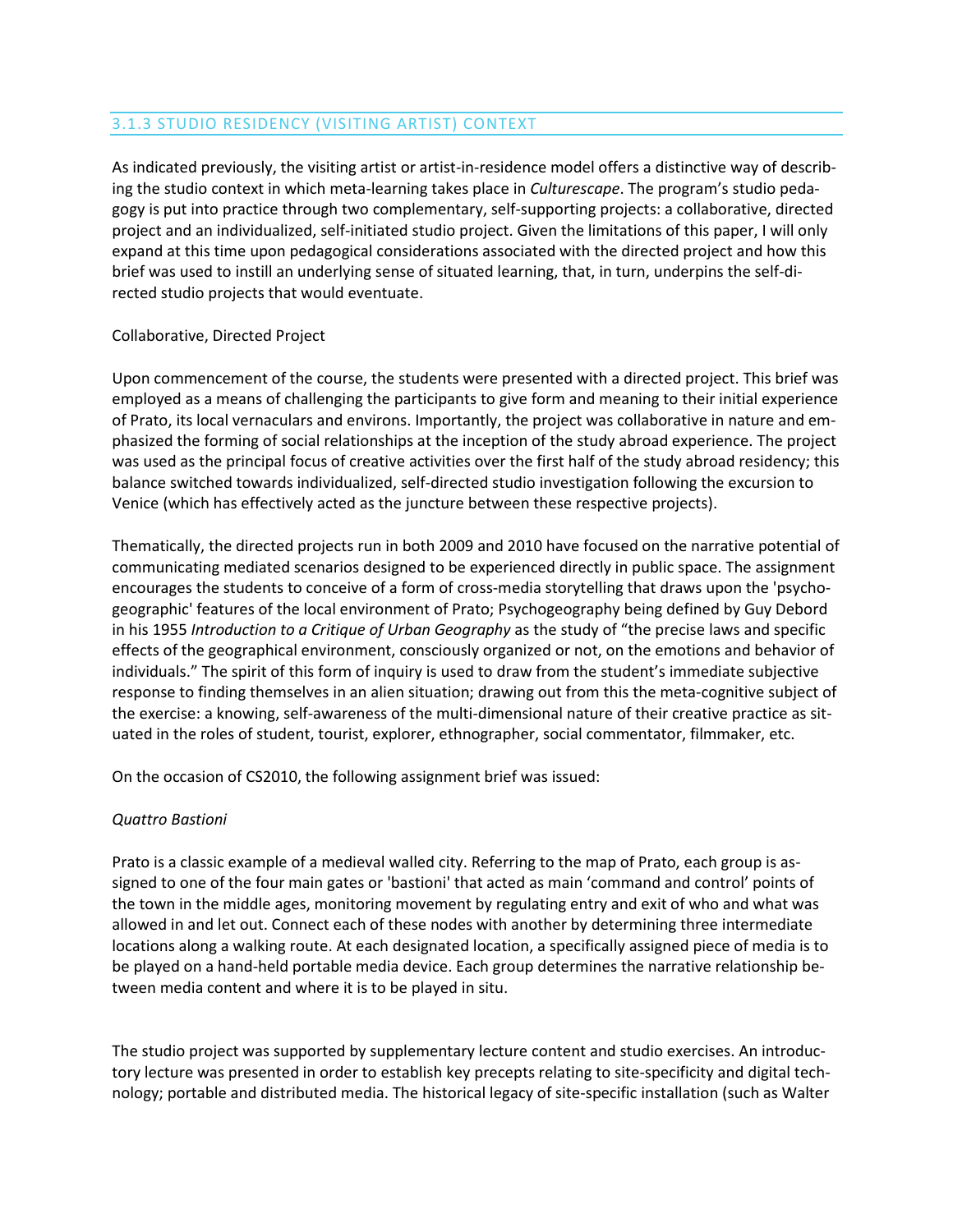### 3.1.3 STUDIO RESIDENCY (VISITING ARTIST) CONTEXT

As indicated previously, the visiting artist or artist-in-residence model offers a distinctive way of describing the studio context in which meta-learning takes place in *Culturescape*. The program's studio pedagogy is put into practice through two complementary, self-supporting projects: a collaborative, directed project and an individualized, self-initiated studio project. Given the limitations of this paper, I will only expand at this time upon pedagogical considerations associated with the directed project and how this brief was used to instill an underlying sense of situated learning, that, in turn, underpins the self-directed studio projects that would eventuate.

Collaborative, Directed Project

Upon commencement of the course, the students were presented with a directed project. This brief was employed as a means of challenging the participants to give form and meaning to their initial experience of Prato, its local vernaculars and environs. Importantly, the project was collaborative in nature and emphasized the forming of social relationships at the inception of the study abroad experience. The project was used as the principal focus of creative activities over the first half of the study abroad residency; this balance switched towards individualized, self-directed studio investigation following the excursion to Venice (which has effectively acted as the juncture between these respective projects).

Thematically, the directed projects run in both 2009 and 2010 have focused on the narrative potential of communicating mediated scenarios designed to be experienced directly in public space. The assignment encourages the students to conceive of a form of cross-media storytelling that draws upon the 'psychogeographic' features of the local environment of Prato; Psychogeography being defined by Guy Debord in his 1955 *Introduction to a Critique of Urban Geography* as the study of "the precise laws and specific effects of the geographical environment, consciously organized or not, on the emotions and behavior of individuals." The spirit of this form of inquiry is used to draw from the student's immediate subjective response to finding themselves in an alien situation; drawing out from this the meta-cognitive subject of the exercise: a knowing, self-awareness of the multi-dimensional nature of their creative practice as situated in the roles of student, tourist, explorer, ethnographer, social commentator, filmmaker, etc.

On the occasion of CS2010, the following assignment brief was issued:

*Quattro Bastioni*

Prato is a classic example of a medieval walled city. Referring to the map of Prato, each group is assigned to one of the four main gates or 'bastioni' that acted as main 'command and control' points of the town in the middle ages, monitoring movement by regulating entry and exit of who and what was allowed in and let out. Connect each of these nodes with another by determining three intermediate locations along a walking route. At each designated location, a specifically assigned piece of media is to be played on a hand-held portable media device. Each group determines the narrative relationship between media content and where it is to be played in situ.

The studio project was supported by supplementary lecture content and studio exercises. An introductory lecture was presented in order to establish key precepts relating to site-specificity and digital technology; portable and distributed media. The historical legacy of site-specific installation (such as Walter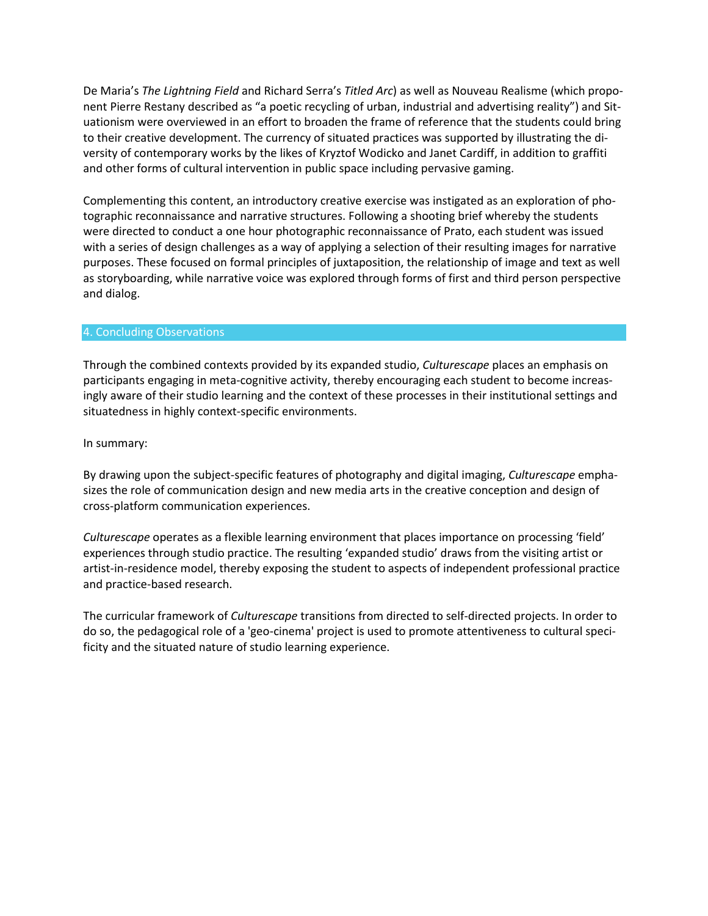De Maria's *The Lightning Field* and Richard Serra's *Titled Arc*) as well as Nouveau Realisme (which proponent Pierre Restany described as "a poetic recycling of urban, industrial and advertising reality") and Situationism were overviewed in an effort to broaden the frame of reference that the students could bring to their creative development. The currency of situated practices was supported by illustrating the diversity of contemporary works by the likes of Kryztof Wodicko and Janet Cardiff, in addition to graffiti and other forms of cultural intervention in public space including pervasive gaming.

Complementing this content, an introductory creative exercise was instigated as an exploration of photographic reconnaissance and narrative structures. Following a shooting brief whereby the students were directed to conduct a one hour photographic reconnaissance of Prato, each student was issued with a series of design challenges as a way of applying a selection of their resulting images for narrative purposes. These focused on formal principles of juxtaposition, the relationship of image and text as well as storyboarding, while narrative voice was explored through forms of first and third person perspective and dialog.

## 4. Concluding Observations

Through the combined contexts provided by its expanded studio, *Culturescape* places an emphasis on participants engaging in meta-cognitive activity, thereby encouraging each student to become increasingly aware of their studio learning and the context of these processes in their institutional settings and situatedness in highly context-specific environments.

In summary:

By drawing upon the subject-specific features of photography and digital imaging, *Culturescape* emphasizes the role of communication design and new media arts in the creative conception and design of cross-platform communication experiences.

*Culturescape* operates as a flexible learning environment that places importance on processing 'field' experiences through studio practice. The resulting 'expanded studio' draws from the visiting artist or artist-in-residence model, thereby exposing the student to aspects of independent professional practice and practice-based research.

The curricular framework of *Culturescape* transitions from directed to self-directed projects. In order to do so, the pedagogical role of a 'geo-cinema' project is used to promote attentiveness to cultural specificity and the situated nature of studio learning experience.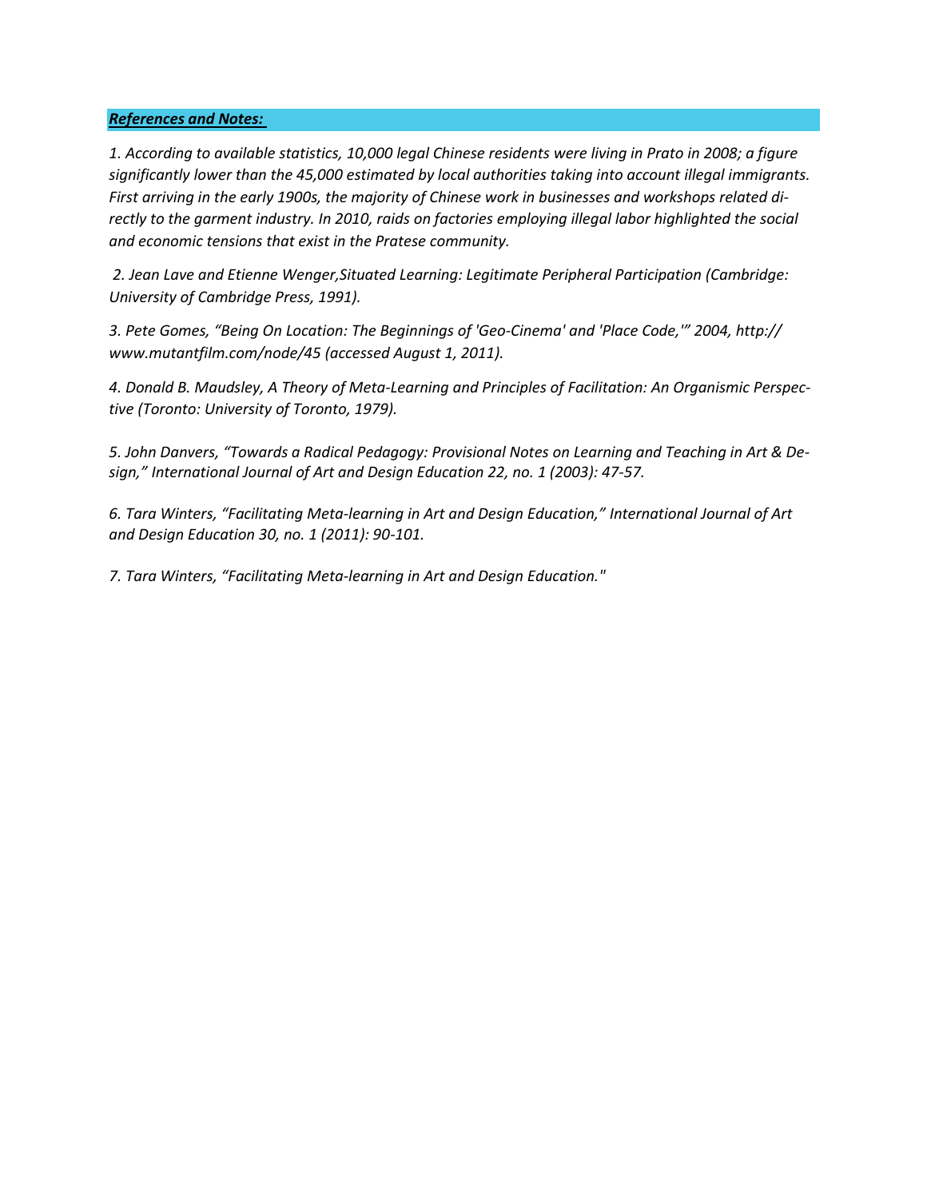***References and Notes:***

*1. According to available statistics, 10,000 legal Chinese residents were living in Prato in 2008; a figure significantly lower than the 45,000 estimated by local authorities taking into account illegal immigrants. First arriving in the early 1900s, the majority of Chinese work in businesses and workshops related directly to the garment industry. In 2010, raids on factories employing illegal labor highlighted the social and economic tensions that exist in the Pratese community.*

*2. Jean Lave and Etienne Wenger,Situated Learning: Legitimate Peripheral Participation (Cambridge: University of Cambridge Press, 1991).*

*3. Pete Gomes, "Being On Location: The Beginnings of 'Geo-Cinema' and 'Place Code,'" 2004, http://www.mutantfilm.com/node/45 (accessed August 1, 2011).*

*4. Donald B. Maudsley, A Theory of Meta-Learning and Principles of Facilitation: An Organismic Perspective (Toronto: University of Toronto, 1979).*

*5. John Danvers, "Towards a Radical Pedagogy: Provisional Notes on Learning and Teaching in Art & Design," International Journal of Art and Design Education 22, no. 1 (2003): 47-57.*

*6. Tara Winters, "Facilitating Meta-learning in Art and Design Education," International Journal of Art and Design Education 30, no. 1 (2011): 90-101.*

*7. Tara Winters, "Facilitating Meta-learning in Art and Design Education."*